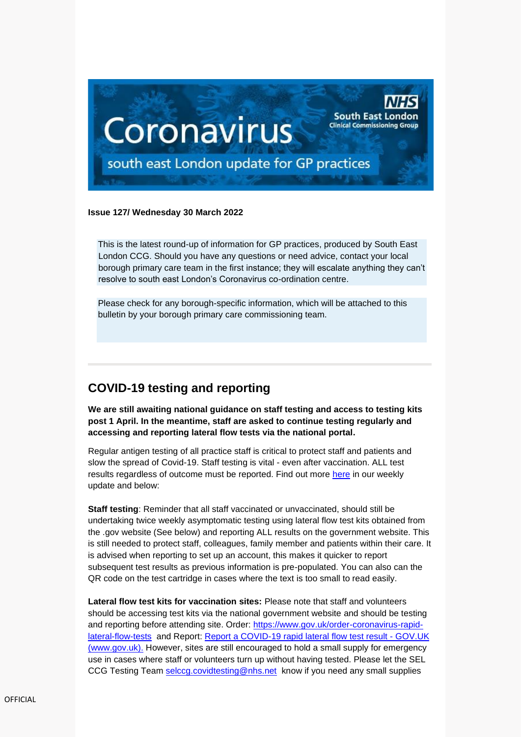# Coronavirus

## south east London update for GP practices

NHS South East London Clinical Commissioning Group

**Issue 127/ Wednesday 30 March 2022**

This is the latest round-up of information for GP practices, produced by South East London CCG. Should you have any questions or need advice, contact your local borough primary care team in the first instance; they will escalate anything they can't resolve to south east London's Coronavirus co-ordination centre.

Please check for any borough-specific information, which will be attached to this bulletin by your borough primary care commissioning team.

## COVID-19 testing and reporting

**We are still awaiting national guidance on staff testing and access to testing kits post 1 April. In the meantime, staff are asked to continue testing regularly and accessing and reporting lateral flow tests via the national portal.**

Regular antigen testing of all practice staff is critical to protect staff and patients and slow the spread of Covid-19. Staff testing is vital - even after vaccination. ALL test results regardless of outcome must be reported. Find out more [here](#) in our weekly update and below:

**Staff testing**: Reminder that all staff vaccinated or unvaccinated, should still be undertaking twice weekly asymptomatic testing using lateral flow test kits obtained from the .gov website (See below) and reporting ALL results on the government website. This is still needed to protect staff, colleagues, family member and patients within their care. It is advised when reporting to set up an account, this makes it quicker to report subsequent test results as previous information is pre-populated. You can also can the QR code on the test cartridge in cases where the text is too small to read easily.

**Lateral flow test kits for vaccination sites:** Please note that staff and volunteers should be accessing test kits via the national government website and should be testing and reporting before attending site. Order: [https://www.gov.uk/order-coronavirus-rapid-lateral-flow-tests](https://www.gov.uk/order-coronavirus-rapid-lateral-flow-tests) and Report: [Report a COVID-19 rapid lateral flow test result - GOV.UK (www.gov.uk).](#) However, sites are still encouraged to hold a small supply for emergency use in cases where staff or volunteers turn up without having tested. Please let the SEL CCG Testing Team [selccg.covidtesting@nhs.net](mailto:selccg.covidtesting@nhs.net) know if you need any small supplies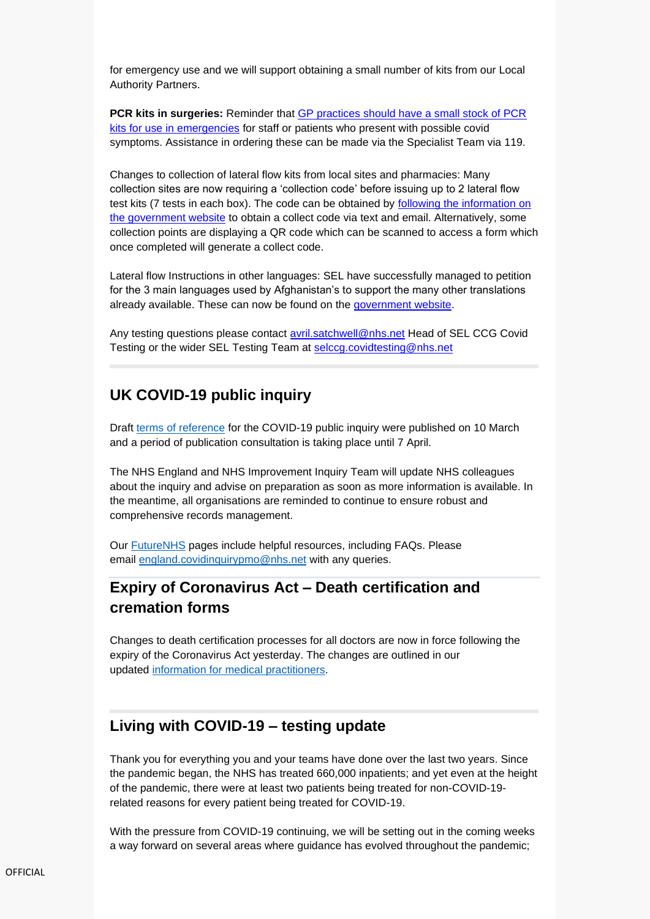for emergency use and we will support obtaining a small number of kits from our Local Authority Partners.

**PCR kits in surgeries:** Reminder that GP practices should have a small stock of PCR kits for use in emergencies for staff or patients who present with possible covid symptoms. Assistance in ordering these can be made via the Specialist Team via 119.

Changes to collection of lateral flow kits from local sites and pharmacies: Many collection sites are now requiring a 'collection code' before issuing up to 2 lateral flow test kits (7 tests in each box). The code can be obtained by following the information on the government website to obtain a collect code via text and email. Alternatively, some collection points are displaying a QR code which can be scanned to access a form which once completed will generate a collect code.

Lateral flow Instructions in other languages: SEL have successfully managed to petition for the 3 main languages used by Afghanistan's to support the many other translations already available. These can now be found on the government website.

Any testing questions please contact avril.satchwell@nhs.net Head of SEL CCG Covid Testing or the wider SEL Testing Team at selccg.covidtesting@nhs.net

## UK COVID-19 public inquiry

Draft terms of reference for the COVID-19 public inquiry were published on 10 March and a period of publication consultation is taking place until 7 April.

The NHS England and NHS Improvement Inquiry Team will update NHS colleagues about the inquiry and advise on preparation as soon as more information is available. In the meantime, all organisations are reminded to continue to ensure robust and comprehensive records management.

Our FutureNHS pages include helpful resources, including FAQs. Please email england.covidinquirypmo@nhs.net with any queries.

## Expiry of Coronavirus Act – Death certification and cremation forms

Changes to death certification processes for all doctors are now in force following the expiry of the Coronavirus Act yesterday. The changes are outlined in our updated information for medical practitioners.

## Living with COVID-19 – testing update

Thank you for everything you and your teams have done over the last two years. Since the pandemic began, the NHS has treated 660,000 inpatients; and yet even at the height of the pandemic, there were at least two patients being treated for non-COVID-19-related reasons for every patient being treated for COVID-19.

With the pressure from COVID-19 continuing, we will be setting out in the coming weeks a way forward on several areas where guidance has evolved throughout the pandemic;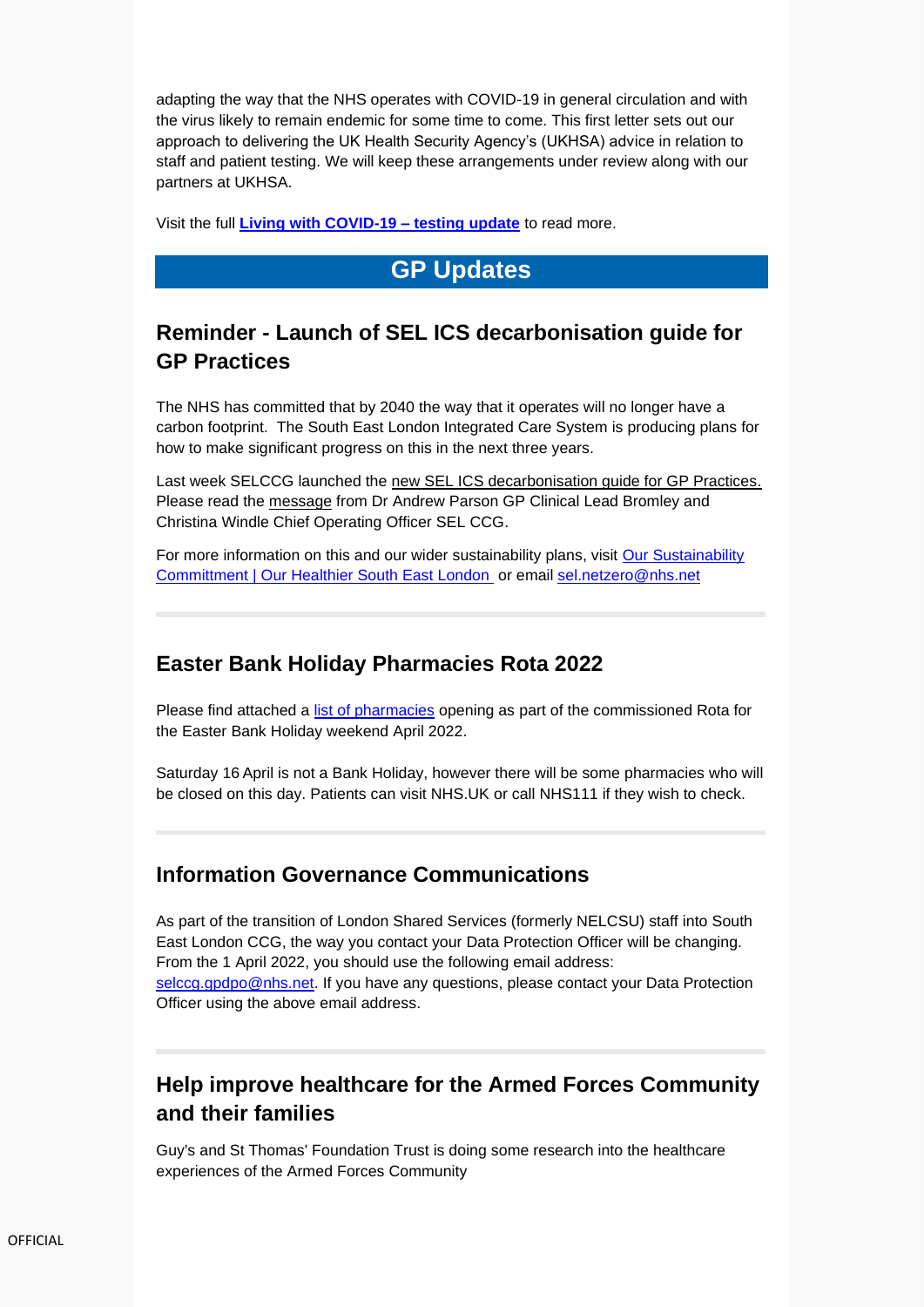adapting the way that the NHS operates with COVID-19 in general circulation and with the virus likely to remain endemic for some time to come. This first letter sets out our approach to delivering the UK Health Security Agency's (UKHSA) advice in relation to staff and patient testing. We will keep these arrangements under review along with our partners at UKHSA.

Visit the full **Living with COVID-19 – testing update** to read more.

# GP Updates

## Reminder - Launch of SEL ICS decarbonisation guide for GP Practices

The NHS has committed that by 2040 the way that it operates will no longer have a carbon footprint. The South East London Integrated Care System is producing plans for how to make significant progress on this in the next three years.

Last week SELCCG launched the new SEL ICS decarbonisation guide for GP Practices. Please read the message from Dr Andrew Parson GP Clinical Lead Bromley and Christina Windle Chief Operating Officer SEL CCG.

For more information on this and our wider sustainability plans, visit Our Sustainability Committment | Our Healthier South East London or email sel.netzero@nhs.net

---

## Easter Bank Holiday Pharmacies Rota 2022

Please find attached a list of pharmacies opening as part of the commissioned Rota for the Easter Bank Holiday weekend April 2022.

Saturday 16 April is not a Bank Holiday, however there will be some pharmacies who will be closed on this day. Patients can visit NHS.UK or call NHS111 if they wish to check.

---

## Information Governance Communications

As part of the transition of London Shared Services (formerly NELCSU) staff into South East London CCG, the way you contact your Data Protection Officer will be changing. From the 1 April 2022, you should use the following email address: selccg.gpdpo@nhs.net. If you have any questions, please contact your Data Protection Officer using the above email address.

---

## Help improve healthcare for the Armed Forces Community and their families

Guy's and St Thomas' Foundation Trust is doing some research into the healthcare experiences of the Armed Forces Community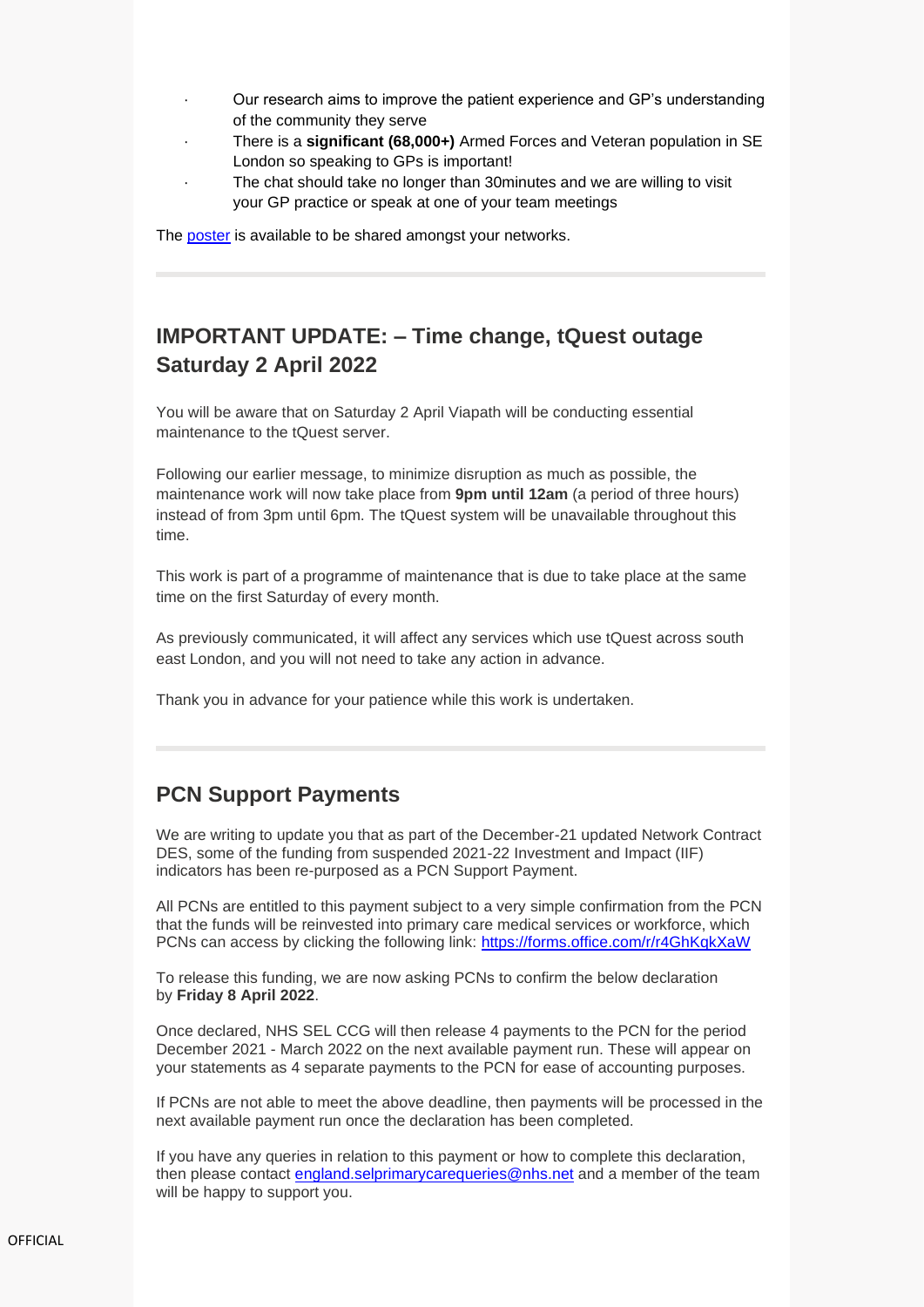- Our research aims to improve the patient experience and GP's understanding of the community they serve
- There is a **significant (68,000+)** Armed Forces and Veteran population in SE London so speaking to GPs is important!
- The chat should take no longer than 30minutes and we are willing to visit your GP practice or speak at one of your team meetings

The [poster] is available to be shared amongst your networks.

---

## IMPORTANT UPDATE: – Time change, tQuest outage Saturday 2 April 2022

You will be aware that on Saturday 2 April Viapath will be conducting essential maintenance to the tQuest server.

Following our earlier message, to minimize disruption as much as possible, the maintenance work will now take place from **9pm until 12am** (a period of three hours) instead of from 3pm until 6pm. The tQuest system will be unavailable throughout this time.

This work is part of a programme of maintenance that is due to take place at the same time on the first Saturday of every month.

As previously communicated, it will affect any services which use tQuest across south east London, and you will not need to take any action in advance.

Thank you in advance for your patience while this work is undertaken.

---

## PCN Support Payments

We are writing to update you that as part of the December-21 updated Network Contract DES, some of the funding from suspended 2021-22 Investment and Impact (IIF) indicators has been re-purposed as a PCN Support Payment.

All PCNs are entitled to this payment subject to a very simple confirmation from the PCN that the funds will be reinvested into primary care medical services or workforce, which PCNs can access by clicking the following link: https://forms.office.com/r/r4GhKqkXaW

To release this funding, we are now asking PCNs to confirm the below declaration by **Friday 8 April 2022**.

Once declared, NHS SEL CCG will then release 4 payments to the PCN for the period December 2021 - March 2022 on the next available payment run. These will appear on your statements as 4 separate payments to the PCN for ease of accounting purposes.

If PCNs are not able to meet the above deadline, then payments will be processed in the next available payment run once the declaration has been completed.

If you have any queries in relation to this payment or how to complete this declaration, then please contact england.selprimarycarequeries@nhs.net and a member of the team will be happy to support you.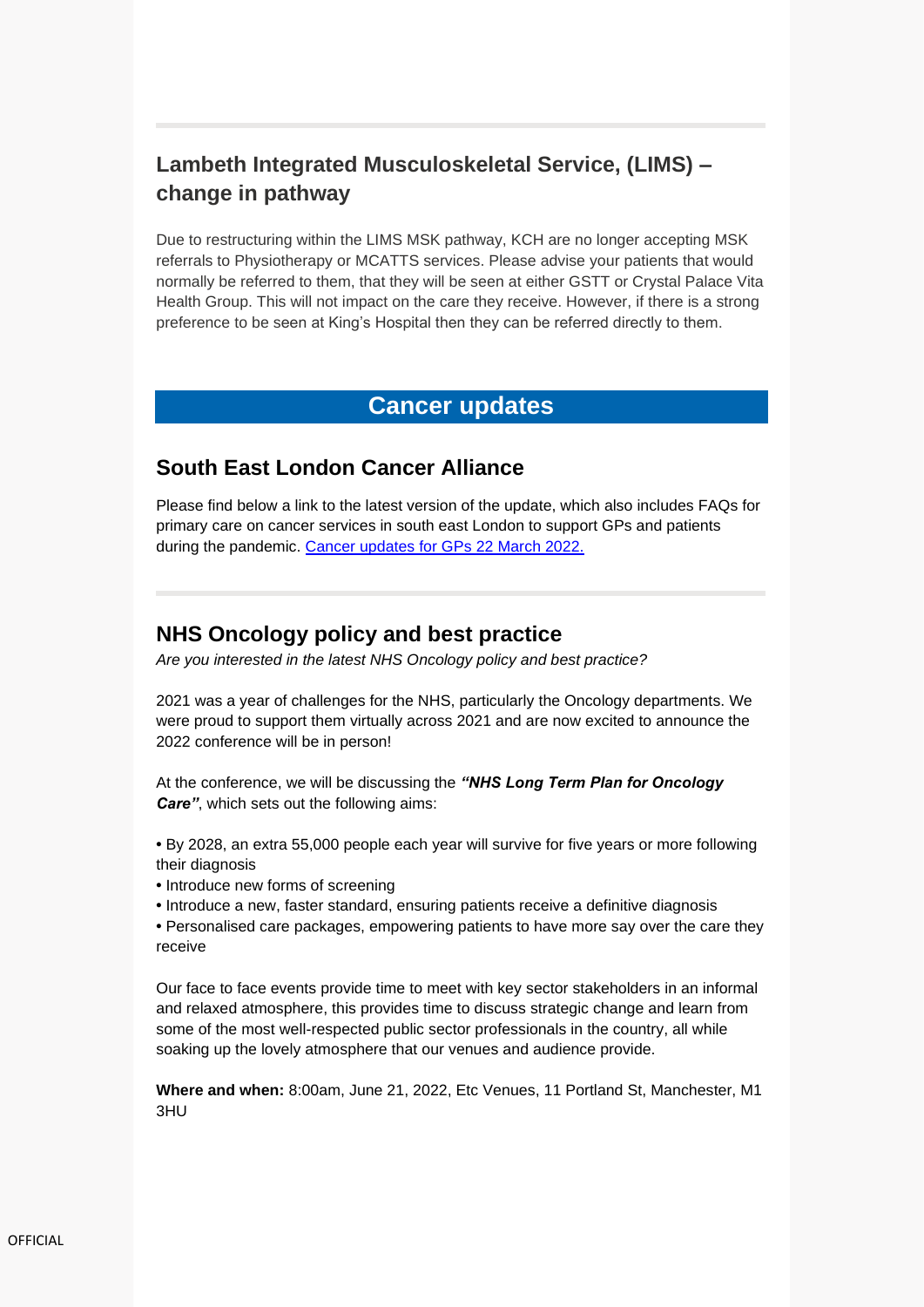## Lambeth Integrated Musculoskeletal Service, (LIMS) – change in pathway

Due to restructuring within the LIMS MSK pathway, KCH are no longer accepting MSK referrals to Physiotherapy or MCATTS services. Please advise your patients that would normally be referred to them, that they will be seen at either GSTT or Crystal Palace Vita Health Group. This will not impact on the care they receive. However, if there is a strong preference to be seen at King's Hospital then they can be referred directly to them.

# Cancer updates

## South East London Cancer Alliance

Please find below a link to the latest version of the update, which also includes FAQs for primary care on cancer services in south east London to support GPs and patients during the pandemic. [Cancer updates for GPs 22 March 2022.]

## NHS Oncology policy and best practice

*Are you interested in the latest NHS Oncology policy and best practice?*

2021 was a year of challenges for the NHS, particularly the Oncology departments. We were proud to support them virtually across 2021 and are now excited to announce the 2022 conference will be in person!

At the conference, we will be discussing the ***"NHS Long Term Plan for Oncology Care"***, which sets out the following aims:

- By 2028, an extra 55,000 people each year will survive for five years or more following their diagnosis
- Introduce new forms of screening
- Introduce a new, faster standard, ensuring patients receive a definitive diagnosis
- Personalised care packages, empowering patients to have more say over the care they receive

Our face to face events provide time to meet with key sector stakeholders in an informal and relaxed atmosphere, this provides time to discuss strategic change and learn from some of the most well-respected public sector professionals in the country, all while soaking up the lovely atmosphere that our venues and audience provide.

**Where and when:** 8:00am, June 21, 2022, Etc Venues, 11 Portland St, Manchester, M1 3HU

OFFICIAL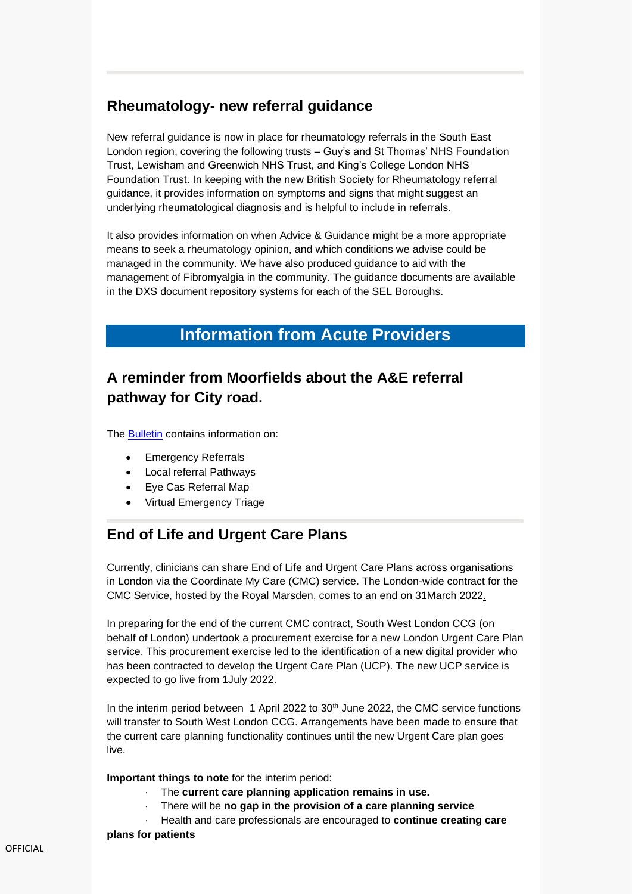## Rheumatology- new referral guidance

New referral guidance is now in place for rheumatology referrals in the South East London region, covering the following trusts – Guy's and St Thomas' NHS Foundation Trust, Lewisham and Greenwich NHS Trust, and King's College London NHS Foundation Trust. In keeping with the new British Society for Rheumatology referral guidance, it provides information on symptoms and signs that might suggest an underlying rheumatological diagnosis and is helpful to include in referrals.

It also provides information on when Advice & Guidance might be a more appropriate means to seek a rheumatology opinion, and which conditions we advise could be managed in the community. We have also produced guidance to aid with the management of Fibromyalgia in the community. The guidance documents are available in the DXS document repository systems for each of the SEL Boroughs.

# Information from Acute Providers

## A reminder from Moorfields about the A&E referral pathway for City road.

The Bulletin contains information on:

- Emergency Referrals
- Local referral Pathways
- Eye Cas Referral Map
- Virtual Emergency Triage

## End of Life and Urgent Care Plans

Currently, clinicians can share End of Life and Urgent Care Plans across organisations in London via the Coordinate My Care (CMC) service. The London-wide contract for the CMC Service, hosted by the Royal Marsden, comes to an end on 31March 2022.

In preparing for the end of the current CMC contract, South West London CCG (on behalf of London) undertook a procurement exercise for a new London Urgent Care Plan service. This procurement exercise led to the identification of a new digital provider who has been contracted to develop the Urgent Care Plan (UCP). The new UCP service is expected to go live from 1July 2022.

In the interim period between 1 April 2022 to 30th June 2022, the CMC service functions will transfer to South West London CCG. Arrangements have been made to ensure that the current care planning functionality continues until the new Urgent Care plan goes live.

**Important things to note** for the interim period:

- The **current care planning application remains in use.**
- There will be **no gap in the provision of a care planning service**
- Health and care professionals are encouraged to **continue creating care plans for patients**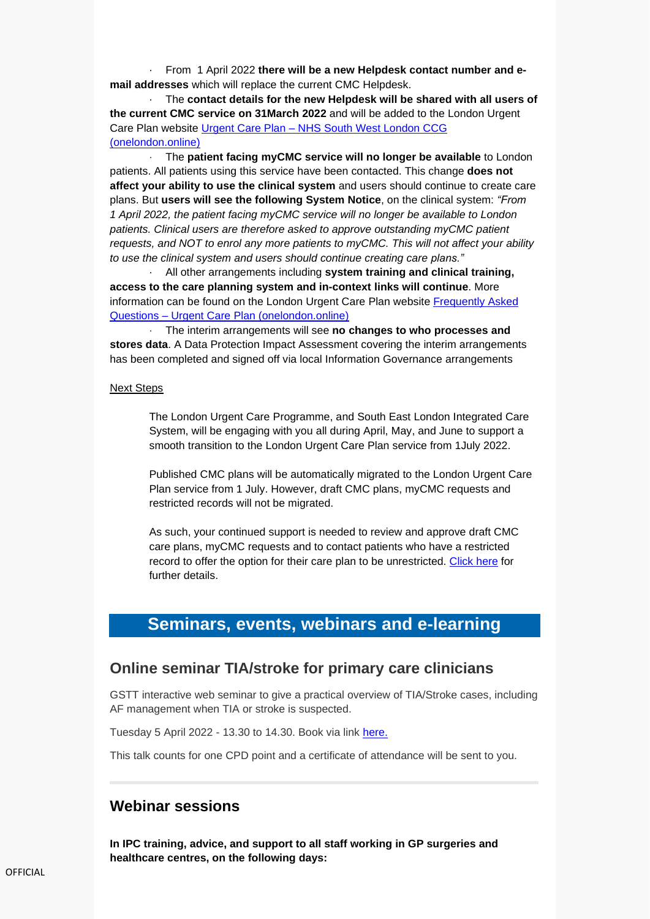- From 1 April 2022 **there will be a new Helpdesk contact number and e-mail addresses** which will replace the current CMC Helpdesk.
- The **contact details for the new Helpdesk will be shared with all users of the current CMC service on 31March 2022** and will be added to the London Urgent Care Plan website [Urgent Care Plan – NHS South West London CCG (onelondon.online)]
- The **patient facing myCMC service will no longer be available** to London patients. All patients using this service have been contacted. This change **does not affect your ability to use the clinical system** and users should continue to create care plans. But **users will see the following System Notice**, on the clinical system: *"From 1 April 2022, the patient facing myCMC service will no longer be available to London patients. Clinical users are therefore asked to approve outstanding myCMC patient requests, and NOT to enrol any more patients to myCMC. This will not affect your ability to use the clinical system and users should continue creating care plans."*
- All other arrangements including **system training and clinical training, access to the care planning system and in-context links will continue**. More information can be found on the London Urgent Care Plan website [Frequently Asked Questions – Urgent Care Plan (onelondon.online)]
- The interim arrangements will see **no changes to who processes and stores data**. A Data Protection Impact Assessment covering the interim arrangements has been completed and signed off via local Information Governance arrangements

Next Steps

The London Urgent Care Programme, and South East London Integrated Care System, will be engaging with you all during April, May, and June to support a smooth transition to the London Urgent Care Plan service from 1July 2022.

Published CMC plans will be automatically migrated to the London Urgent Care Plan service from 1 July. However, draft CMC plans, myCMC requests and restricted records will not be migrated.

As such, your continued support is needed to review and approve draft CMC care plans, myCMC requests and to contact patients who have a restricted record to offer the option for their care plan to be unrestricted. [Click here] for further details.

## Seminars, events, webinars and e-learning

### Online seminar TIA/stroke for primary care clinicians

GSTT interactive web seminar to give a practical overview of TIA/Stroke cases, including AF management when TIA or stroke is suspected.

Tuesday 5 April 2022 - 13.30 to 14.30. Book via link [here.]

This talk counts for one CPD point and a certificate of attendance will be sent to you.

### Webinar sessions

**In IPC training, advice, and support to all staff working in GP surgeries and healthcare centres, on the following days:**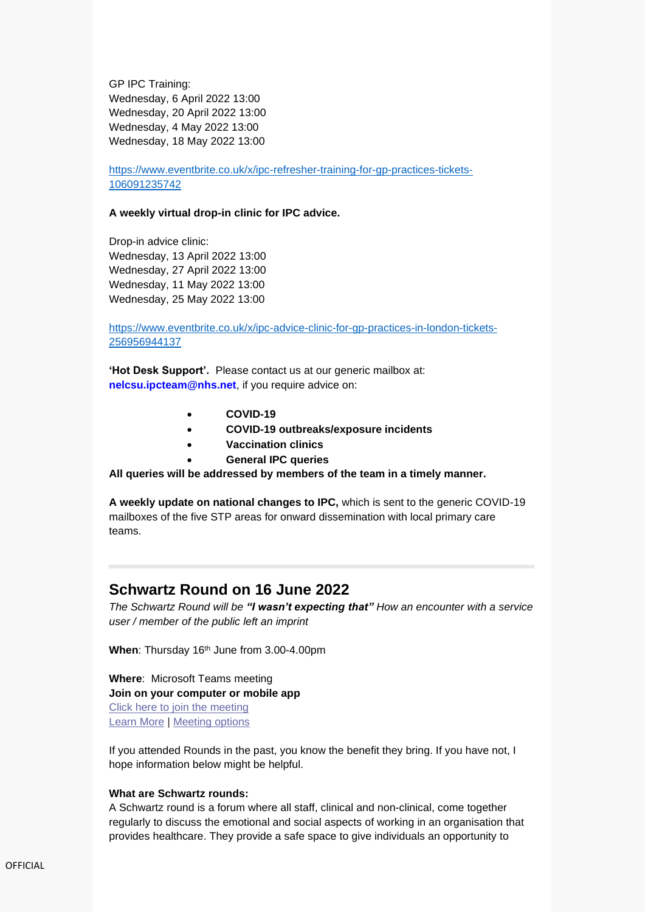GP IPC Training:
Wednesday, 6 April 2022 13:00
Wednesday, 20 April 2022 13:00
Wednesday, 4 May 2022 13:00
Wednesday, 18 May 2022 13:00

https://www.eventbrite.co.uk/x/ipc-refresher-training-for-gp-practices-tickets-106091235742

**A weekly virtual drop-in clinic for IPC advice.**

Drop-in advice clinic:
Wednesday, 13 April 2022 13:00
Wednesday, 27 April 2022 13:00
Wednesday, 11 May 2022 13:00
Wednesday, 25 May 2022 13:00

https://www.eventbrite.co.uk/x/ipc-advice-clinic-for-gp-practices-in-london-tickets-256956944137

**'Hot Desk Support'.** Please contact us at our generic mailbox at: **nelcsu.ipcteam@nhs.net**, if you require advice on:

- **COVID-19**
- **COVID-19 outbreaks/exposure incidents**
- **Vaccination clinics**
- **General IPC queries**

**All queries will be addressed by members of the team in a timely manner.**

**A weekly update on national changes to IPC,** which is sent to the generic COVID-19 mailboxes of the five STP areas for onward dissemination with local primary care teams.

---

## Schwartz Round on 16 June 2022

*The Schwartz Round will be **"I wasn't expecting that"** How an encounter with a service user / member of the public left an imprint*

**When**: Thursday 16th June from 3.00-4.00pm

**Where**: Microsoft Teams meeting
**Join on your computer or mobile app**
Click here to join the meeting
Learn More | Meeting options

If you attended Rounds in the past, you know the benefit they bring. If you have not, I hope information below might be helpful.

**What are Schwartz rounds:**
A Schwartz round is a forum where all staff, clinical and non-clinical, come together regularly to discuss the emotional and social aspects of working in an organisation that provides healthcare. They provide a safe space to give individuals an opportunity to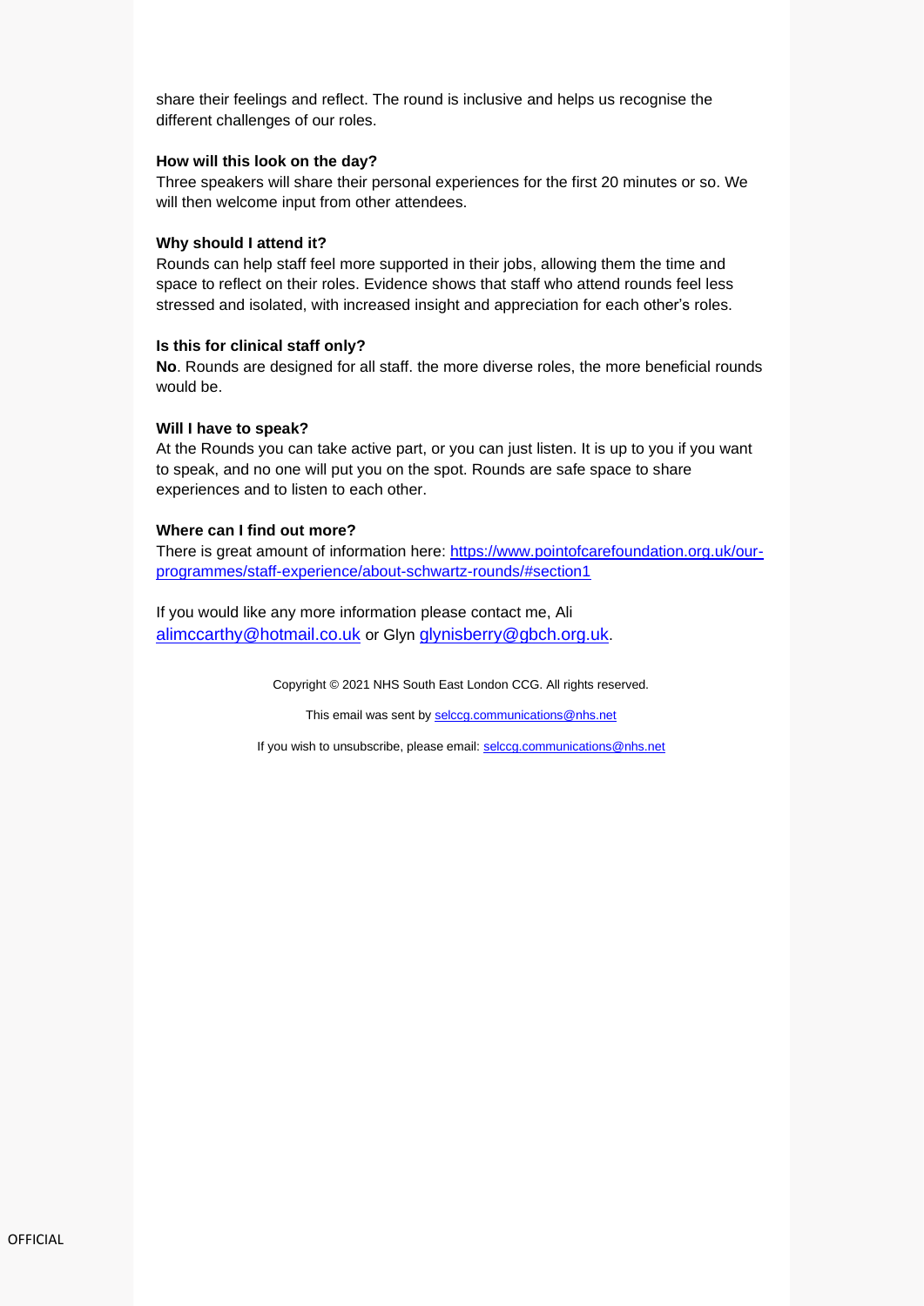share their feelings and reflect. The round is inclusive and helps us recognise the different challenges of our roles.

**How will this look on the day?**

Three speakers will share their personal experiences for the first 20 minutes or so. We will then welcome input from other attendees.

**Why should I attend it?**

Rounds can help staff feel more supported in their jobs, allowing them the time and space to reflect on their roles. Evidence shows that staff who attend rounds feel less stressed and isolated, with increased insight and appreciation for each other's roles.

**Is this for clinical staff only?**

**No**. Rounds are designed for all staff. the more diverse roles, the more beneficial rounds would be.

**Will I have to speak?**

At the Rounds you can take active part, or you can just listen. It is up to you if you want to speak, and no one will put you on the spot. Rounds are safe space to share experiences and to listen to each other.

**Where can I find out more?**

There is great amount of information here: https://www.pointofcarefoundation.org.uk/our-programmes/staff-experience/about-schwartz-rounds/#section1

If you would like any more information please contact me, Ali alimccarthy@hotmail.co.uk or Glyn glynisberry@gbch.org.uk.

Copyright © 2021 NHS South East London CCG. All rights reserved.

This email was sent by selccg.communications@nhs.net

If you wish to unsubscribe, please email: selccg.communications@nhs.net

OFFICIAL